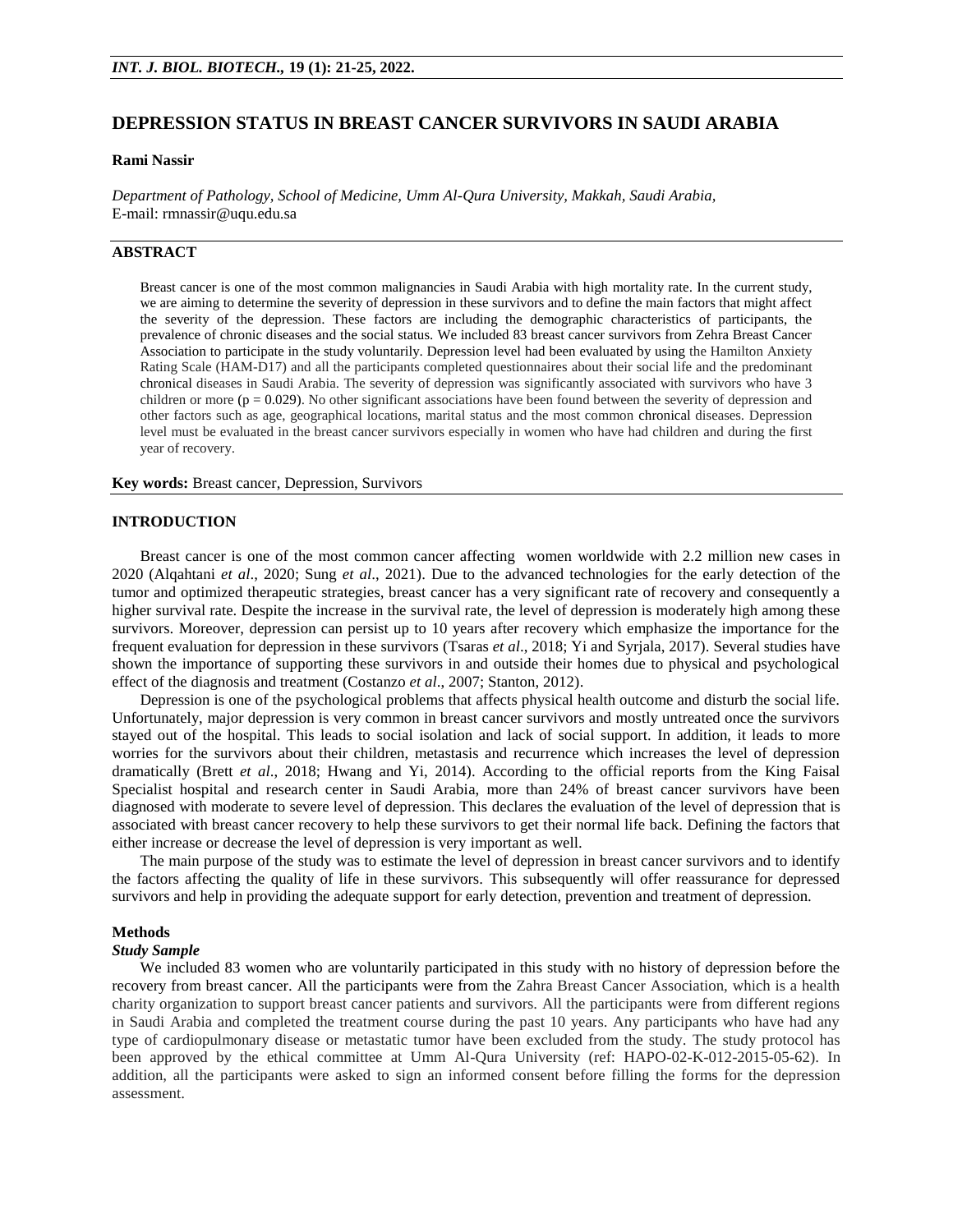# DEPRESSION STATUS IN BREAST CANCER SURVIVORS IN SAUDI ARABIA

**Rami Nassir**

*Department of Pathology, School of Medicine, Umm Al-Qura University, Makkah, Saudi Arabia,*
E-mail: rmnassir@uqu.edu.sa

## ABSTRACT

Breast cancer is one of the most common malignancies in Saudi Arabia with high mortality rate. In the current study, we are aiming to determine the severity of depression in these survivors and to define the main factors that might affect the severity of the depression. These factors are including the demographic characteristics of participants, the prevalence of chronic diseases and the social status. We included 83 breast cancer survivors from Zehra Breast Cancer Association to participate in the study voluntarily. Depression level had been evaluated by using the Hamilton Anxiety Rating Scale (HAM-D17) and all the participants completed questionnaires about their social life and the predominant chronical diseases in Saudi Arabia. The severity of depression was significantly associated with survivors who have 3 children or more ($p = 0.029$). No other significant associations have been found between the severity of depression and other factors such as age, geographical locations, marital status and the most common chronical diseases. Depression level must be evaluated in the breast cancer survivors especially in women who have had children and during the first year of recovery.

**Key words:** Breast cancer, Depression, Survivors

## INTRODUCTION

Breast cancer is one of the most common cancer affecting women worldwide with 2.2 million new cases in 2020 (Alqahtani *et al*., 2020; Sung *et al*., 2021). Due to the advanced technologies for the early detection of the tumor and optimized therapeutic strategies, breast cancer has a very significant rate of recovery and consequently a higher survival rate. Despite the increase in the survival rate, the level of depression is moderately high among these survivors. Moreover, depression can persist up to 10 years after recovery which emphasize the importance for the frequent evaluation for depression in these survivors (Tsaras *et al*., 2018; Yi and Syrjala, 2017). Several studies have shown the importance of supporting these survivors in and outside their homes due to physical and psychological effect of the diagnosis and treatment (Costanzo *et al*., 2007; Stanton, 2012).

Depression is one of the psychological problems that affects physical health outcome and disturb the social life. Unfortunately, major depression is very common in breast cancer survivors and mostly untreated once the survivors stayed out of the hospital. This leads to social isolation and lack of social support. In addition, it leads to more worries for the survivors about their children, metastasis and recurrence which increases the level of depression dramatically (Brett *et al*., 2018; Hwang and Yi, 2014). According to the official reports from the King Faisal Specialist hospital and research center in Saudi Arabia, more than 24% of breast cancer survivors have been diagnosed with moderate to severe level of depression. This declares the evaluation of the level of depression that is associated with breast cancer recovery to help these survivors to get their normal life back. Defining the factors that either increase or decrease the level of depression is very important as well.

The main purpose of the study was to estimate the level of depression in breast cancer survivors and to identify the factors affecting the quality of life in these survivors. This subsequently will offer reassurance for depressed survivors and help in providing the adequate support for early detection, prevention and treatment of depression.

## Methods

### *Study Sample*

We included 83 women who are voluntarily participated in this study with no history of depression before the recovery from breast cancer. All the participants were from the Zahra Breast Cancer Association, which is a health charity organization to support breast cancer patients and survivors. All the participants were from different regions in Saudi Arabia and completed the treatment course during the past 10 years. Any participants who have had any type of cardiopulmonary disease or metastatic tumor have been excluded from the study. The study protocol has been approved by the ethical committee at Umm Al-Qura University (ref: HAPO-02-K-012-2015-05-62). In addition, all the participants were asked to sign an informed consent before filling the forms for the depression assessment.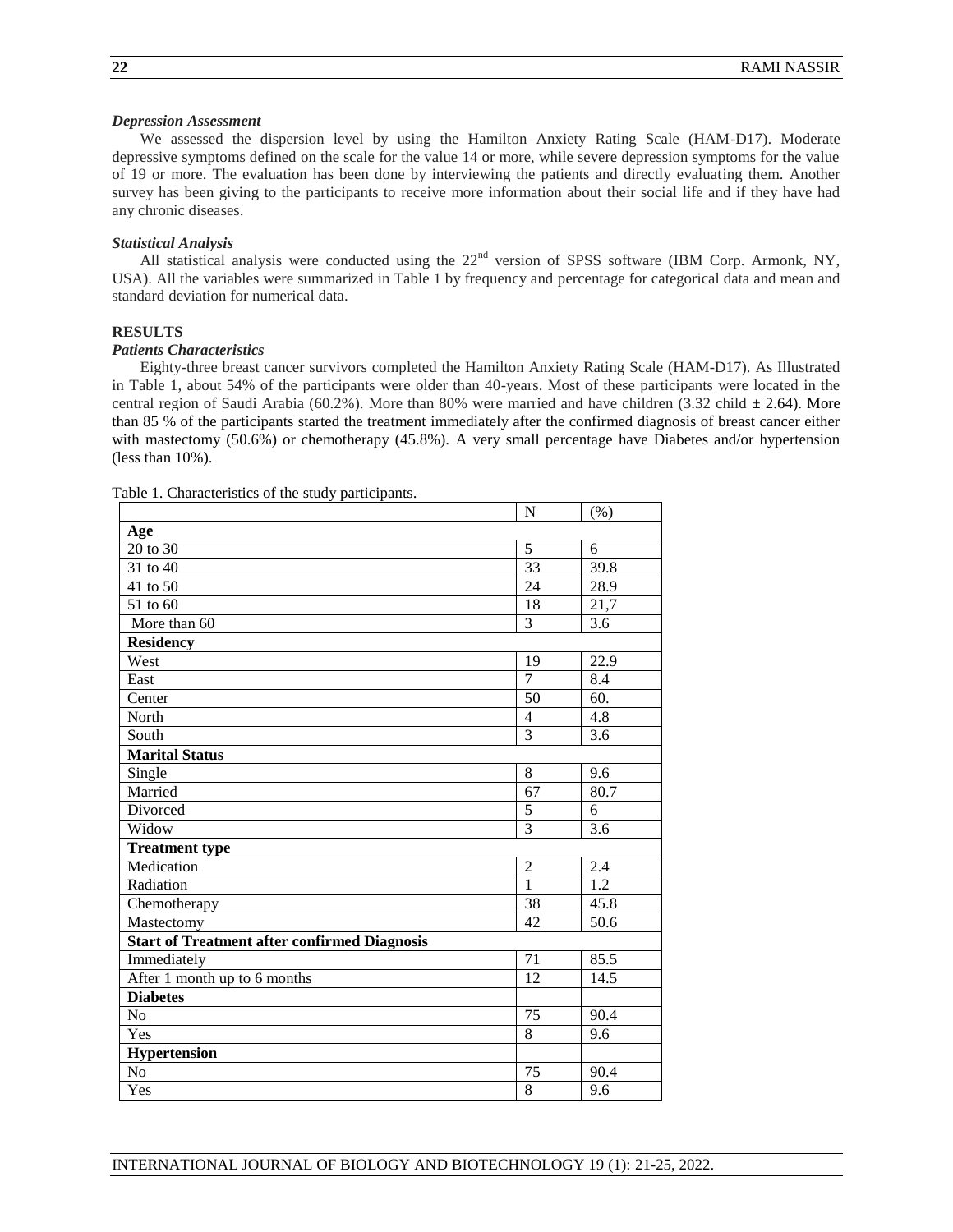### *Depression Assessment*

We assessed the dispersion level by using the Hamilton Anxiety Rating Scale (HAM-D17). Moderate depressive symptoms defined on the scale for the value 14 or more, while severe depression symptoms for the value of 19 or more. The evaluation has been done by interviewing the patients and directly evaluating them. Another survey has been giving to the participants to receive more information about their social life and if they have had any chronic diseases.

### *Statistical Analysis*

All statistical analysis were conducted using the 22nd version of SPSS software (IBM Corp. Armonk, NY, USA). All the variables were summarized in Table 1 by frequency and percentage for categorical data and mean and standard deviation for numerical data.

## RESULTS

### *Patients Characteristics*

Eighty-three breast cancer survivors completed the Hamilton Anxiety Rating Scale (HAM-D17). As Illustrated in Table 1, about 54% of the participants were older than 40-years. Most of these participants were located in the central region of Saudi Arabia (60.2%). More than 80% were married and have children (3.32 child ± 2.64). More than 85 % of the participants started the treatment immediately after the confirmed diagnosis of breast cancer either with mastectomy (50.6%) or chemotherapy (45.8%). A very small percentage have Diabetes and/or hypertension (less than 10%).

Table 1. Characteristics of the study participants.

| | N | (%) |
|---|---|---|
| **Age** | | |
| 20 to 30 | 5 | 6 |
| 31 to 40 | 33 | 39.8 |
| 41 to 50 | 24 | 28.9 |
| 51 to 60 | 18 | 21,7 |
| More than 60 | 3 | 3.6 |
| **Residency** | | |
| West | 19 | 22.9 |
| East | 7 | 8.4 |
| Center | 50 | 60. |
| North | 4 | 4.8 |
| South | 3 | 3.6 |
| **Marital Status** | | |
| Single | 8 | 9.6 |
| Married | 67 | 80.7 |
| Divorced | 5 | 6 |
| Widow | 3 | 3.6 |
| **Treatment type** | | |
| Medication | 2 | 2.4 |
| Radiation | 1 | 1.2 |
| Chemotherapy | 38 | 45.8 |
| Mastectomy | 42 | 50.6 |
| **Start of Treatment after confirmed Diagnosis** | | |
| Immediately | 71 | 85.5 |
| After 1 month up to 6 months | 12 | 14.5 |
| **Diabetes** | | |
| No | 75 | 90.4 |
| Yes | 8 | 9.6 |
| **Hypertension** | | |
| No | 75 | 90.4 |
| Yes | 8 | 9.6 |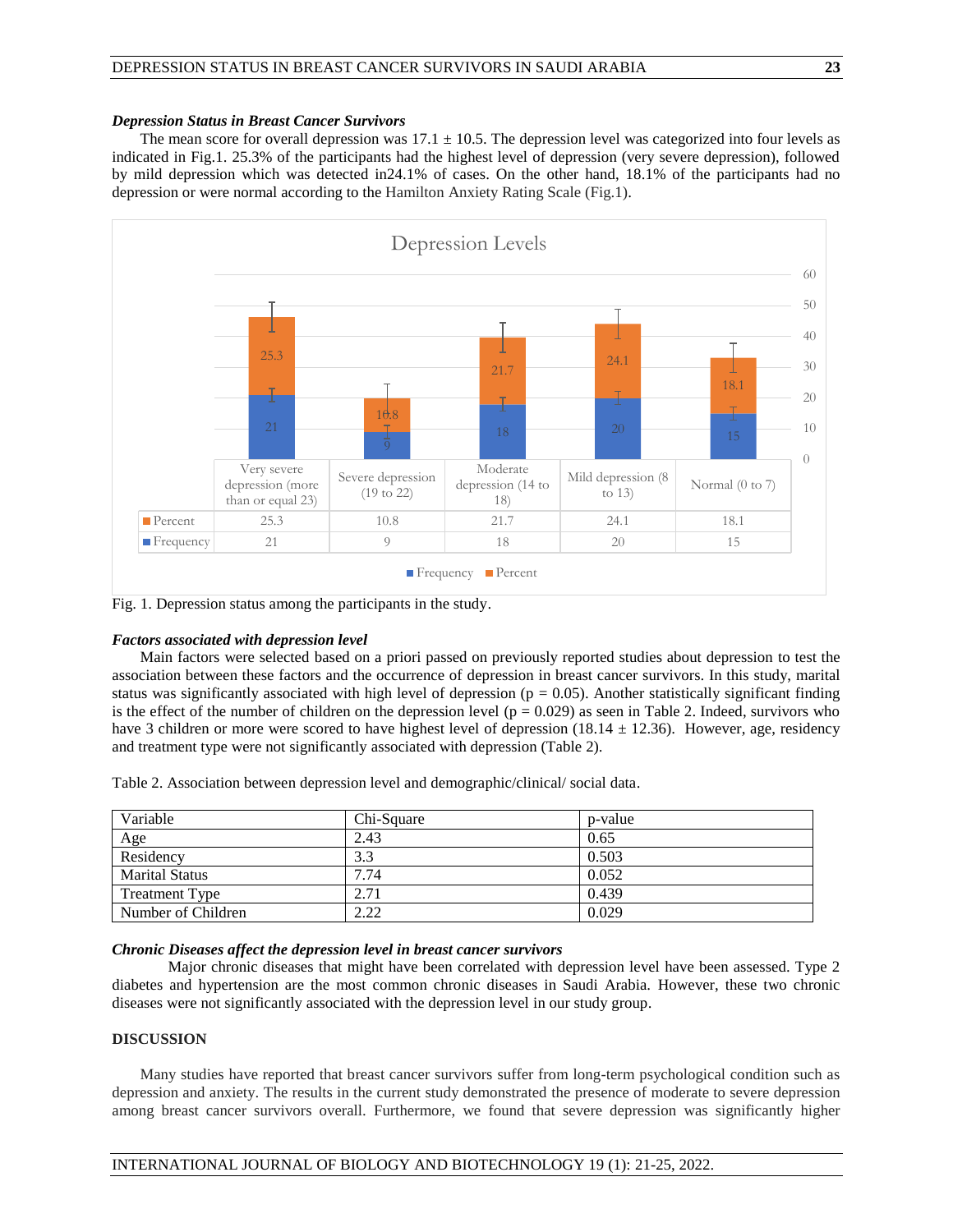### *Depression Status in Breast Cancer Survivors*

The mean score for overall depression was 17.1 ± 10.5. The depression level was categorized into four levels as indicated in Fig.1. 25.3% of the participants had the highest level of depression (very severe depression), followed by mild depression which was detected in24.1% of cases. On the other hand, 18.1% of the participants had no depression or were normal according to the Hamilton Anxiety Rating Scale (Fig.1).

**Depression Levels**

| | Very severe depression (more than or equal 23) | Severe depression (19 to 22) | Moderate depression (14 to 18) | Mild depression (8 to 13) | Normal (0 to 7) |
|---|---|---|---|---|---|
| Percent | 25.3 | 10.8 | 21.7 | 24.1 | 18.1 |
| Frequency | 21 | 9 | 18 | 20 | 15 |

Fig. 1. Depression status among the participants in the study.

### *Factors associated with depression level*

Main factors were selected based on a priori passed on previously reported studies about depression to test the association between these factors and the occurrence of depression in breast cancer survivors. In this study, marital status was significantly associated with high level of depression ($p = 0.05$). Another statistically significant finding is the effect of the number of children on the depression level ($p = 0.029$) as seen in Table 2. Indeed, survivors who have 3 children or more were scored to have highest level of depression (18.14 ± 12.36). However, age, residency and treatment type were not significantly associated with depression (Table 2).

Table 2. Association between depression level and demographic/clinical/ social data.

| Variable | Chi-Square | p-value |
|---|---|---|
| Age | 2.43 | 0.65 |
| Residency | 3.3 | 0.503 |
| Marital Status | 7.74 | 0.052 |
| Treatment Type | 2.71 | 0.439 |
| Number of Children | 2.22 | 0.029 |

### *Chronic Diseases affect the depression level in breast cancer survivors*

Major chronic diseases that might have been correlated with depression level have been assessed. Type 2 diabetes and hypertension are the most common chronic diseases in Saudi Arabia. However, these two chronic diseases were not significantly associated with the depression level in our study group.

## DISCUSSION

Many studies have reported that breast cancer survivors suffer from long-term psychological condition such as depression and anxiety. The results in the current study demonstrated the presence of moderate to severe depression among breast cancer survivors overall. Furthermore, we found that severe depression was significantly higher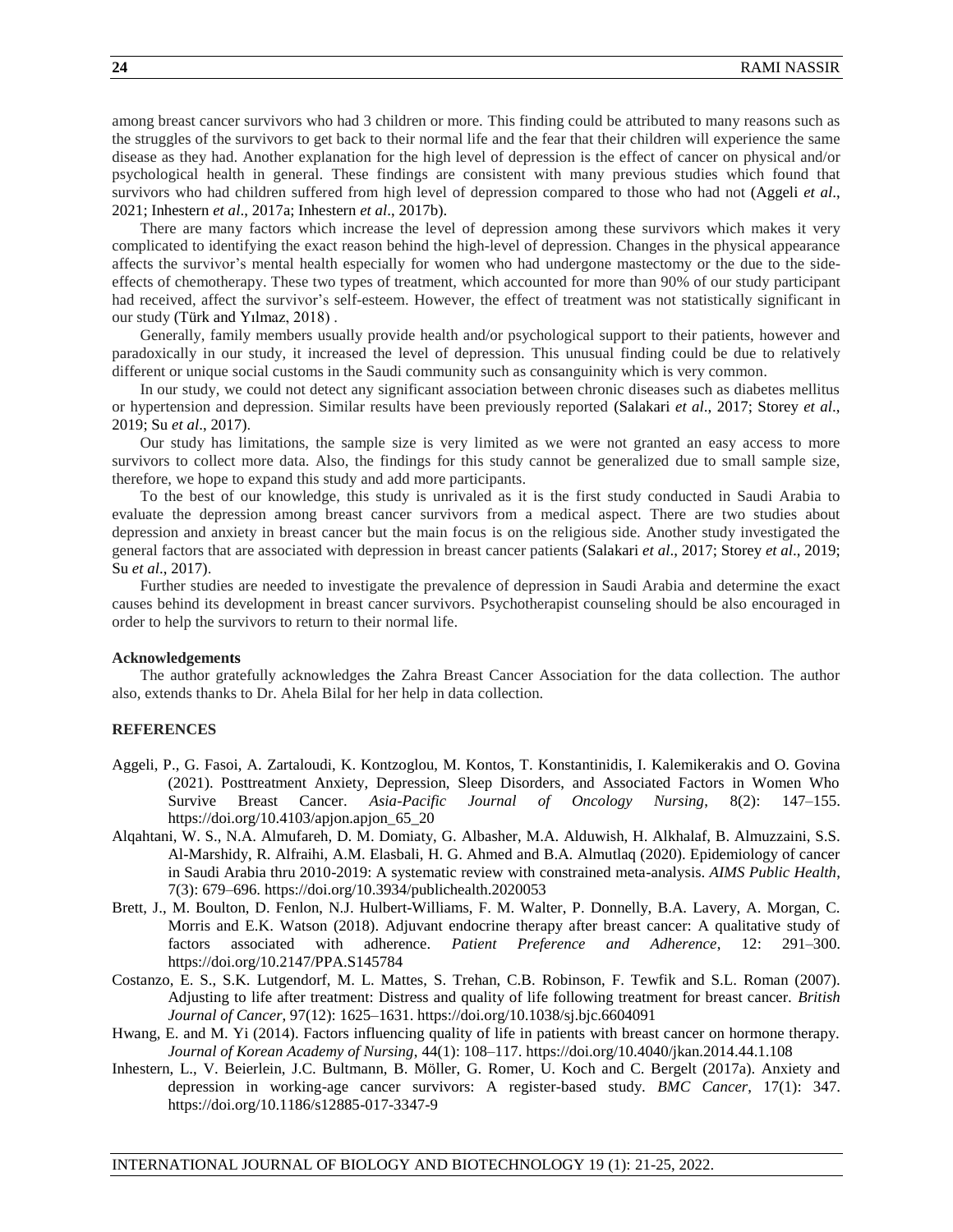among breast cancer survivors who had 3 children or more. This finding could be attributed to many reasons such as the struggles of the survivors to get back to their normal life and the fear that their children will experience the same disease as they had. Another explanation for the high level of depression is the effect of cancer on physical and/or psychological health in general. These findings are consistent with many previous studies which found that survivors who had children suffered from high level of depression compared to those who had not (Aggeli *et al*., 2021; Inhestern *et al*., 2017a; Inhestern *et al*., 2017b).

There are many factors which increase the level of depression among these survivors which makes it very complicated to identifying the exact reason behind the high-level of depression. Changes in the physical appearance affects the survivor's mental health especially for women who had undergone mastectomy or the due to the side-effects of chemotherapy. These two types of treatment, which accounted for more than 90% of our study participant had received, affect the survivor's self-esteem. However, the effect of treatment was not statistically significant in our study (Türk and Yılmaz, 2018) .

Generally, family members usually provide health and/or psychological support to their patients, however and paradoxically in our study, it increased the level of depression. This unusual finding could be due to relatively different or unique social customs in the Saudi community such as consanguinity which is very common.

In our study, we could not detect any significant association between chronic diseases such as diabetes mellitus or hypertension and depression. Similar results have been previously reported (Salakari *et al*., 2017; Storey *et al*., 2019; Su *et al*., 2017).

Our study has limitations, the sample size is very limited as we were not granted an easy access to more survivors to collect more data. Also, the findings for this study cannot be generalized due to small sample size, therefore, we hope to expand this study and add more participants.

To the best of our knowledge, this study is unrivaled as it is the first study conducted in Saudi Arabia to evaluate the depression among breast cancer survivors from a medical aspect. There are two studies about depression and anxiety in breast cancer but the main focus is on the religious side. Another study investigated the general factors that are associated with depression in breast cancer patients (Salakari *et al*., 2017; Storey *et al*., 2019; Su *et al*., 2017).

Further studies are needed to investigate the prevalence of depression in Saudi Arabia and determine the exact causes behind its development in breast cancer survivors. Psychotherapist counseling should be also encouraged in order to help the survivors to return to their normal life.

**Acknowledgements**

The author gratefully acknowledges the Zahra Breast Cancer Association for the data collection. The author also, extends thanks to Dr. Ahela Bilal for her help in data collection.

## REFERENCES

Aggeli, P., G. Fasoi, A. Zartaloudi, K. Kontzoglou, M. Kontos, T. Konstantinidis, I. Kalemikerakis and O. Govina (2021). Posttreatment Anxiety, Depression, Sleep Disorders, and Associated Factors in Women Who Survive Breast Cancer. *Asia-Pacific Journal of Oncology Nursing*, 8(2): 147–155. https://doi.org/10.4103/apjon.apjon_65_20

Alqahtani, W. S., N.A. Almufareh, D. M. Domiaty, G. Albasher, M.A. Alduwish, H. Alkhalaf, B. Almuzzaini, S.S. Al-Marshidy, R. Alfraihi, A.M. Elasbali, H. G. Ahmed and B.A. Almutlaq (2020). Epidemiology of cancer in Saudi Arabia thru 2010-2019: A systematic review with constrained meta-analysis. *AIMS Public Health*, 7(3): 679–696. https://doi.org/10.3934/publichealth.2020053

Brett, J., M. Boulton, D. Fenlon, N.J. Hulbert-Williams, F. M. Walter, P. Donnelly, B.A. Lavery, A. Morgan, C. Morris and E.K. Watson (2018). Adjuvant endocrine therapy after breast cancer: A qualitative study of factors associated with adherence. *Patient Preference and Adherence*, 12: 291–300. https://doi.org/10.2147/PPA.S145784

Costanzo, E. S., S.K. Lutgendorf, M. L. Mattes, S. Trehan, C.B. Robinson, F. Tewfik and S.L. Roman (2007). Adjusting to life after treatment: Distress and quality of life following treatment for breast cancer. *British Journal of Cancer*, 97(12): 1625–1631. https://doi.org/10.1038/sj.bjc.6604091

Hwang, E. and M. Yi (2014). Factors influencing quality of life in patients with breast cancer on hormone therapy. *Journal of Korean Academy of Nursing*, 44(1): 108–117. https://doi.org/10.4040/jkan.2014.44.1.108

Inhestern, L., V. Beierlein, J.C. Bultmann, B. Möller, G. Romer, U. Koch and C. Bergelt (2017a). Anxiety and depression in working-age cancer survivors: A register-based study. *BMC Cancer*, 17(1): 347. https://doi.org/10.1186/s12885-017-3347-9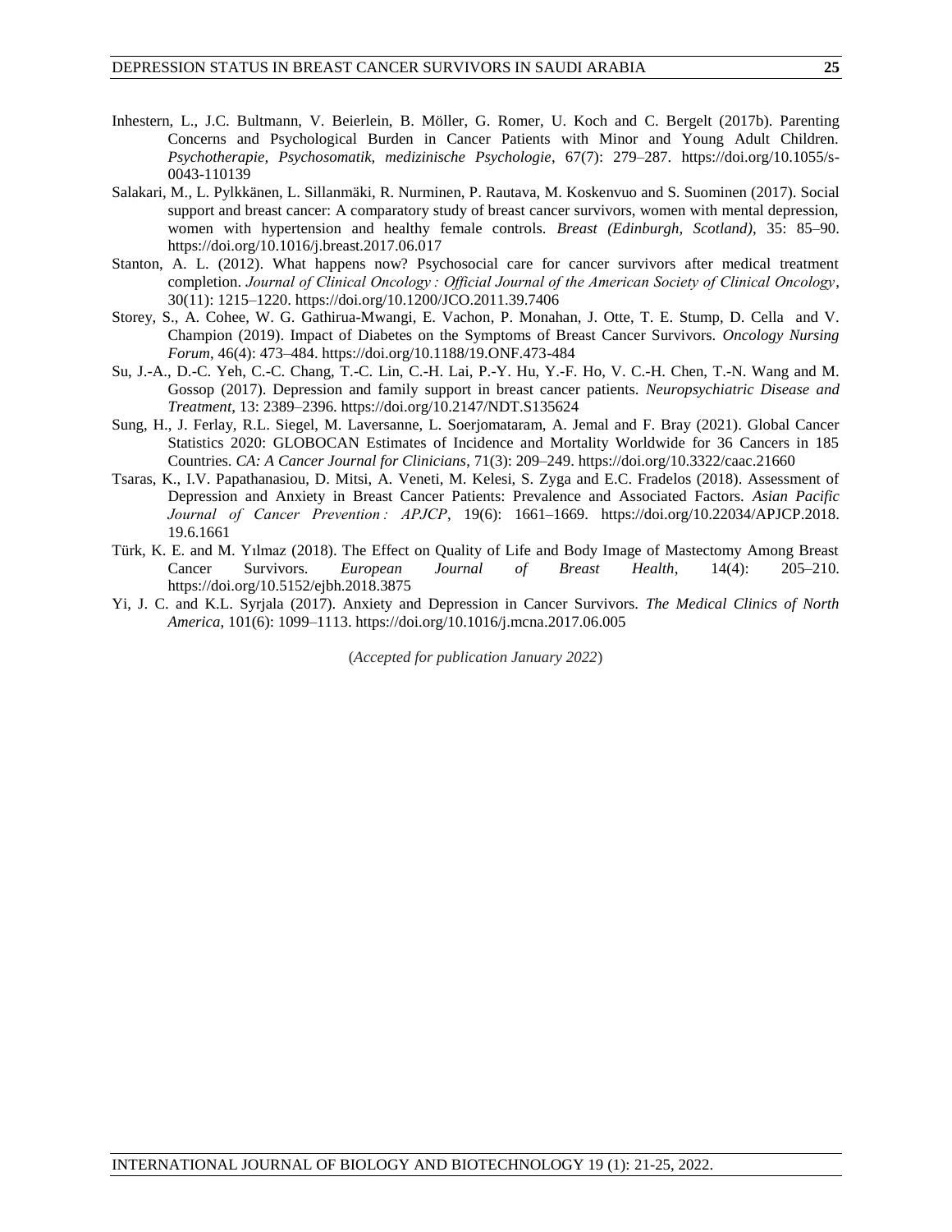Inhestern, L., J.C. Bultmann, V. Beierlein, B. Möller, G. Romer, U. Koch and C. Bergelt (2017b). Parenting Concerns and Psychological Burden in Cancer Patients with Minor and Young Adult Children. *Psychotherapie, Psychosomatik, medizinische Psychologie*, 67(7): 279–287. https://doi.org/10.1055/s-0043-110139

Salakari, M., L. Pylkkänen, L. Sillanmäki, R. Nurminen, P. Rautava, M. Koskenvuo and S. Suominen (2017). Social support and breast cancer: A comparatory study of breast cancer survivors, women with mental depression, women with hypertension and healthy female controls. *Breast (Edinburgh, Scotland)*, 35: 85–90. https://doi.org/10.1016/j.breast.2017.06.017

Stanton, A. L. (2012). What happens now? Psychosocial care for cancer survivors after medical treatment completion. *Journal of Clinical Oncology : Official Journal of the American Society of Clinical Oncology*, 30(11): 1215–1220. https://doi.org/10.1200/JCO.2011.39.7406

Storey, S., A. Cohee, W. G. Gathirua-Mwangi, E. Vachon, P. Monahan, J. Otte, T. E. Stump, D. Cella and V. Champion (2019). Impact of Diabetes on the Symptoms of Breast Cancer Survivors. *Oncology Nursing Forum*, 46(4): 473–484. https://doi.org/10.1188/19.ONF.473-484

Su, J.-A., D.-C. Yeh, C.-C. Chang, T.-C. Lin, C.-H. Lai, P.-Y. Hu, Y.-F. Ho, V. C.-H. Chen, T.-N. Wang and M. Gossop (2017). Depression and family support in breast cancer patients. *Neuropsychiatric Disease and Treatment*, 13: 2389–2396. https://doi.org/10.2147/NDT.S135624

Sung, H., J. Ferlay, R.L. Siegel, M. Laversanne, L. Soerjomataram, A. Jemal and F. Bray (2021). Global Cancer Statistics 2020: GLOBOCAN Estimates of Incidence and Mortality Worldwide for 36 Cancers in 185 Countries. *CA: A Cancer Journal for Clinicians*, 71(3): 209–249. https://doi.org/10.3322/caac.21660

Tsaras, K., I.V. Papathanasiou, D. Mitsi, A. Veneti, M. Kelesi, S. Zyga and E.C. Fradelos (2018). Assessment of Depression and Anxiety in Breast Cancer Patients: Prevalence and Associated Factors. *Asian Pacific Journal of Cancer Prevention : APJCP*, 19(6): 1661–1669. https://doi.org/10.22034/APJCP.2018.19.6.1661

Türk, K. E. and M. Yılmaz (2018). The Effect on Quality of Life and Body Image of Mastectomy Among Breast Cancer Survivors. *European Journal of Breast Health*, 14(4): 205–210. https://doi.org/10.5152/ejbh.2018.3875

Yi, J. C. and K.L. Syrjala (2017). Anxiety and Depression in Cancer Survivors. *The Medical Clinics of North America*, 101(6): 1099–1113. https://doi.org/10.1016/j.mcna.2017.06.005

(*Accepted for publication January 2022*)